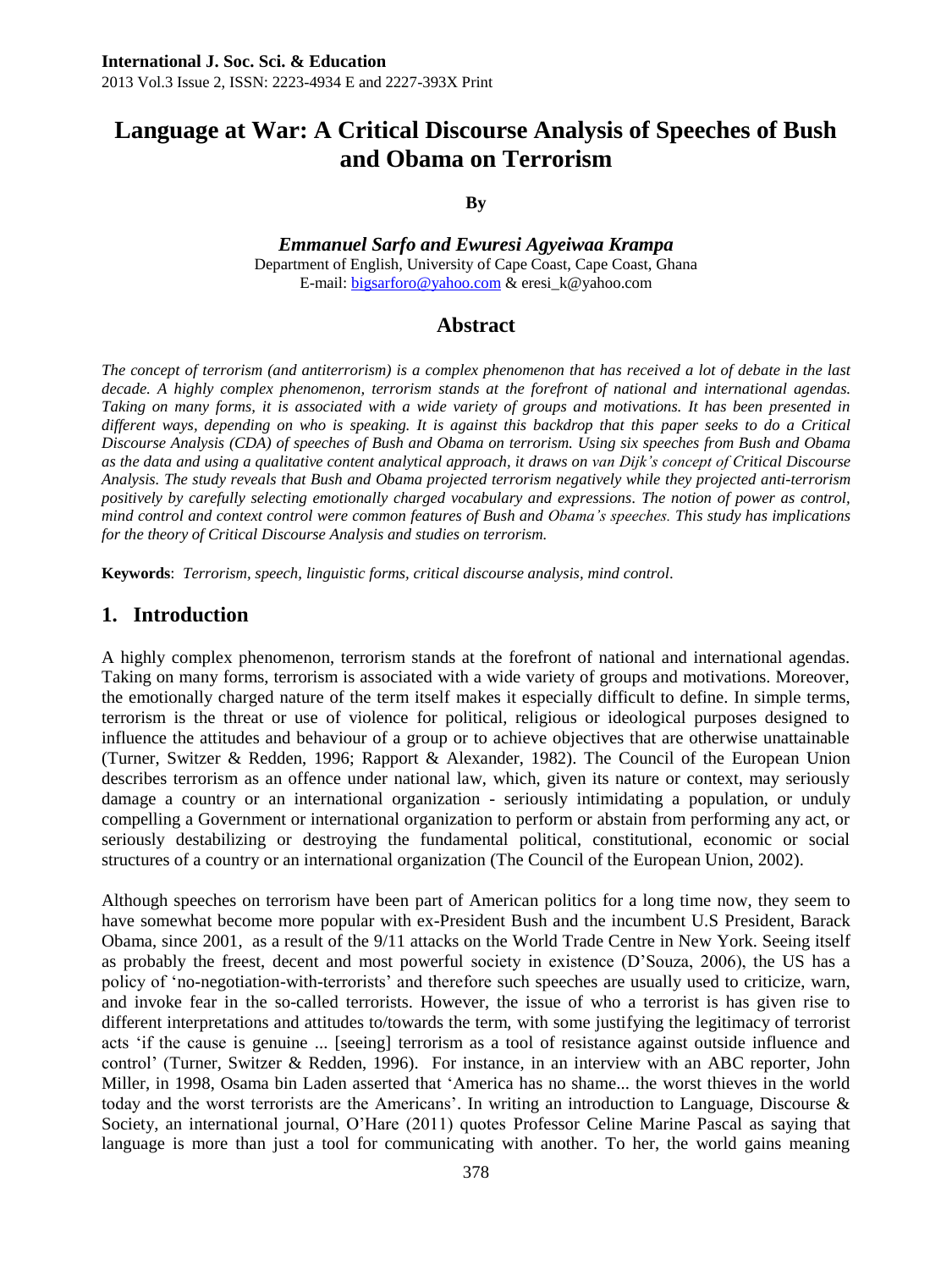**International J. Soc. Sci. & Education**
2013 Vol.3 Issue 2, ISSN: 2223-4934 E and 2227-393X Print

# Language at War: A Critical Discourse Analysis of Speeches of Bush and Obama on Terrorism

**By**

***Emmanuel Sarfo and Ewuresi Agyeiwaa Krampa***
Department of English, University of Cape Coast, Cape Coast, Ghana
E-mail: bigsarforo@yahoo.com & eresi_k@yahoo.com

## Abstract

*The concept of terrorism (and antiterrorism) is a complex phenomenon that has received a lot of debate in the last decade. A highly complex phenomenon, terrorism stands at the forefront of national and international agendas. Taking on many forms, it is associated with a wide variety of groups and motivations. It has been presented in different ways, depending on who is speaking. It is against this backdrop that this paper seeks to do a Critical Discourse Analysis (CDA) of speeches of Bush and Obama on terrorism. Using six speeches from Bush and Obama as the data and using a qualitative content analytical approach, it draws on van Dijk's concept of Critical Discourse Analysis. The study reveals that Bush and Obama projected terrorism negatively while they projected anti-terrorism positively by carefully selecting emotionally charged vocabulary and expressions. The notion of power as control, mind control and context control were common features of Bush and Obama's speeches. This study has implications for the theory of Critical Discourse Analysis and studies on terrorism.*

**Keywords**: *Terrorism, speech, linguistic forms, critical discourse analysis, mind control.*

## 1. Introduction

A highly complex phenomenon, terrorism stands at the forefront of national and international agendas. Taking on many forms, terrorism is associated with a wide variety of groups and motivations. Moreover, the emotionally charged nature of the term itself makes it especially difficult to define. In simple terms, terrorism is the threat or use of violence for political, religious or ideological purposes designed to influence the attitudes and behaviour of a group or to achieve objectives that are otherwise unattainable (Turner, Switzer & Redden, 1996; Rapport & Alexander, 1982). The Council of the European Union describes terrorism as an offence under national law, which, given its nature or context, may seriously damage a country or an international organization - seriously intimidating a population, or unduly compelling a Government or international organization to perform or abstain from performing any act, or seriously destabilizing or destroying the fundamental political, constitutional, economic or social structures of a country or an international organization (The Council of the European Union, 2002).

Although speeches on terrorism have been part of American politics for a long time now, they seem to have somewhat become more popular with ex-President Bush and the incumbent U.S President, Barack Obama, since 2001, as a result of the 9/11 attacks on the World Trade Centre in New York. Seeing itself as probably the freest, decent and most powerful society in existence (D'Souza, 2006), the US has a policy of 'no-negotiation-with-terrorists' and therefore such speeches are usually used to criticize, warn, and invoke fear in the so-called terrorists. However, the issue of who a terrorist is has given rise to different interpretations and attitudes to/towards the term, with some justifying the legitimacy of terrorist acts 'if the cause is genuine ... [seeing] terrorism as a tool of resistance against outside influence and control' (Turner, Switzer & Redden, 1996). For instance, in an interview with an ABC reporter, John Miller, in 1998, Osama bin Laden asserted that 'America has no shame... the worst thieves in the world today and the worst terrorists are the Americans'. In writing an introduction to Language, Discourse & Society, an international journal, O'Hare (2011) quotes Professor Celine Marine Pascal as saying that language is more than just a tool for communicating with another. To her, the world gains meaning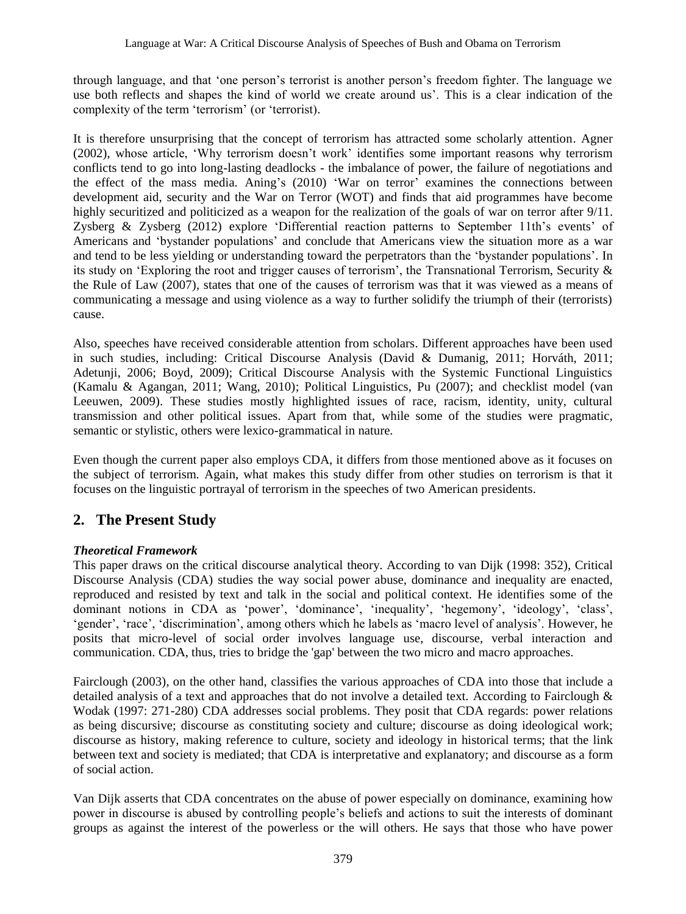through language, and that 'one person's terrorist is another person's freedom fighter. The language we use both reflects and shapes the kind of world we create around us'. This is a clear indication of the complexity of the term 'terrorism' (or 'terrorist).

It is therefore unsurprising that the concept of terrorism has attracted some scholarly attention. Agner (2002), whose article, 'Why terrorism doesn't work' identifies some important reasons why terrorism conflicts tend to go into long-lasting deadlocks - the imbalance of power, the failure of negotiations and the effect of the mass media. Aning's (2010) 'War on terror' examines the connections between development aid, security and the War on Terror (WOT) and finds that aid programmes have become highly securitized and politicized as a weapon for the realization of the goals of war on terror after 9/11. Zysberg & Zysberg (2012) explore 'Differential reaction patterns to September 11th's events' of Americans and 'bystander populations' and conclude that Americans view the situation more as a war and tend to be less yielding or understanding toward the perpetrators than the 'bystander populations'. In its study on 'Exploring the root and trigger causes of terrorism', the Transnational Terrorism, Security & the Rule of Law (2007), states that one of the causes of terrorism was that it was viewed as a means of communicating a message and using violence as a way to further solidify the triumph of their (terrorists) cause.

Also, speeches have received considerable attention from scholars. Different approaches have been used in such studies, including: Critical Discourse Analysis (David & Dumanig, 2011; Horváth, 2011; Adetunji, 2006; Boyd, 2009); Critical Discourse Analysis with the Systemic Functional Linguistics (Kamalu & Agangan, 2011; Wang, 2010); Political Linguistics, Pu (2007); and checklist model (van Leeuwen, 2009). These studies mostly highlighted issues of race, racism, identity, unity, cultural transmission and other political issues. Apart from that, while some of the studies were pragmatic, semantic or stylistic, others were lexico-grammatical in nature.

Even though the current paper also employs CDA, it differs from those mentioned above as it focuses on the subject of terrorism. Again, what makes this study differ from other studies on terrorism is that it focuses on the linguistic portrayal of terrorism in the speeches of two American presidents.

## 2. The Present Study

***Theoretical Framework***

This paper draws on the critical discourse analytical theory. According to van Dijk (1998: 352), Critical Discourse Analysis (CDA) studies the way social power abuse, dominance and inequality are enacted, reproduced and resisted by text and talk in the social and political context. He identifies some of the dominant notions in CDA as 'power', 'dominance', 'inequality', 'hegemony', 'ideology', 'class', 'gender', 'race', 'discrimination', among others which he labels as 'macro level of analysis'. However, he posits that micro-level of social order involves language use, discourse, verbal interaction and communication. CDA, thus, tries to bridge the 'gap' between the two micro and macro approaches.

Fairclough (2003), on the other hand, classifies the various approaches of CDA into those that include a detailed analysis of a text and approaches that do not involve a detailed text. According to Fairclough & Wodak (1997: 271-280) CDA addresses social problems. They posit that CDA regards: power relations as being discursive; discourse as constituting society and culture; discourse as doing ideological work; discourse as history, making reference to culture, society and ideology in historical terms; that the link between text and society is mediated; that CDA is interpretative and explanatory; and discourse as a form of social action.

Van Dijk asserts that CDA concentrates on the abuse of power especially on dominance, examining how power in discourse is abused by controlling people's beliefs and actions to suit the interests of dominant groups as against the interest of the powerless or the will others. He says that those who have power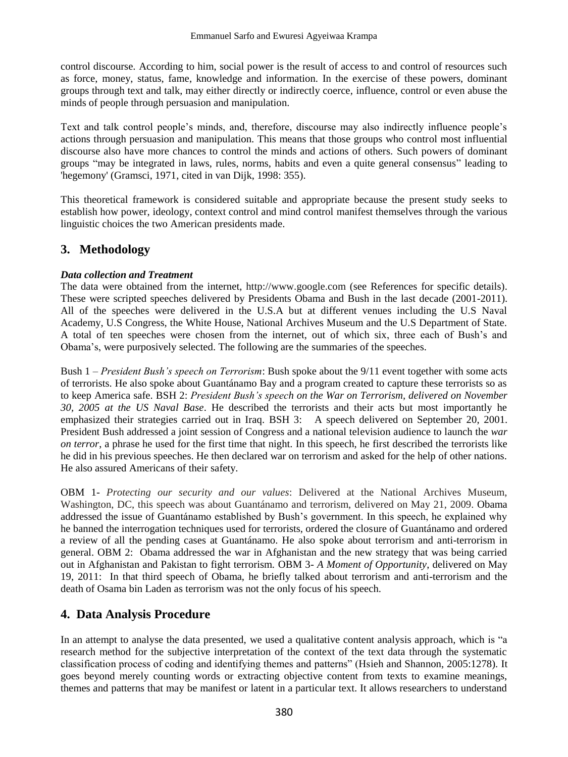control discourse. According to him, social power is the result of access to and control of resources such as force, money, status, fame, knowledge and information. In the exercise of these powers, dominant groups through text and talk, may either directly or indirectly coerce, influence, control or even abuse the minds of people through persuasion and manipulation.

Text and talk control people's minds, and, therefore, discourse may also indirectly influence people's actions through persuasion and manipulation. This means that those groups who control most influential discourse also have more chances to control the minds and actions of others. Such powers of dominant groups "may be integrated in laws, rules, norms, habits and even a quite general consensus" leading to 'hegemony' (Gramsci, 1971, cited in van Dijk, 1998: 355).

This theoretical framework is considered suitable and appropriate because the present study seeks to establish how power, ideology, context control and mind control manifest themselves through the various linguistic choices the two American presidents made.

## 3. Methodology

***Data collection and Treatment***

The data were obtained from the internet, http://www.google.com (see References for specific details). These were scripted speeches delivered by Presidents Obama and Bush in the last decade (2001-2011). All of the speeches were delivered in the U.S.A but at different venues including the U.S Naval Academy, U.S Congress, the White House, National Archives Museum and the U.S Department of State. A total of ten speeches were chosen from the internet, out of which six, three each of Bush's and Obama's, were purposively selected. The following are the summaries of the speeches.

Bush 1 – *President Bush's speech on Terrorism*: Bush spoke about the 9/11 event together with some acts of terrorists. He also spoke about Guantánamo Bay and a program created to capture these terrorists so as to keep America safe. BSH 2: *President Bush's speech on the War on Terrorism, delivered on November 30, 2005 at the US Naval Base*. He described the terrorists and their acts but most importantly he emphasized their strategies carried out in Iraq. BSH 3: A speech delivered on September 20, 2001. President Bush addressed a joint session of Congress and a national television audience to launch the *war on terror*, a phrase he used for the first time that night. In this speech, he first described the terrorists like he did in his previous speeches. He then declared war on terrorism and asked for the help of other nations. He also assured Americans of their safety.

OBM 1- *Protecting our security and our values*: Delivered at the National Archives Museum, Washington, DC, this speech was about Guantánamo and terrorism, delivered on May 21, 2009. Obama addressed the issue of Guantánamo established by Bush's government. In this speech, he explained why he banned the interrogation techniques used for terrorists, ordered the closure of Guantánamo and ordered a review of all the pending cases at Guantánamo. He also spoke about terrorism and anti-terrorism in general. OBM 2: Obama addressed the war in Afghanistan and the new strategy that was being carried out in Afghanistan and Pakistan to fight terrorism. OBM 3- *A Moment of Opportunity*, delivered on May 19, 2011: In that third speech of Obama, he briefly talked about terrorism and anti-terrorism and the death of Osama bin Laden as terrorism was not the only focus of his speech.

## 4. Data Analysis Procedure

In an attempt to analyse the data presented, we used a qualitative content analysis approach, which is "a research method for the subjective interpretation of the context of the text data through the systematic classification process of coding and identifying themes and patterns" (Hsieh and Shannon, 2005:1278). It goes beyond merely counting words or extracting objective content from texts to examine meanings, themes and patterns that may be manifest or latent in a particular text. It allows researchers to understand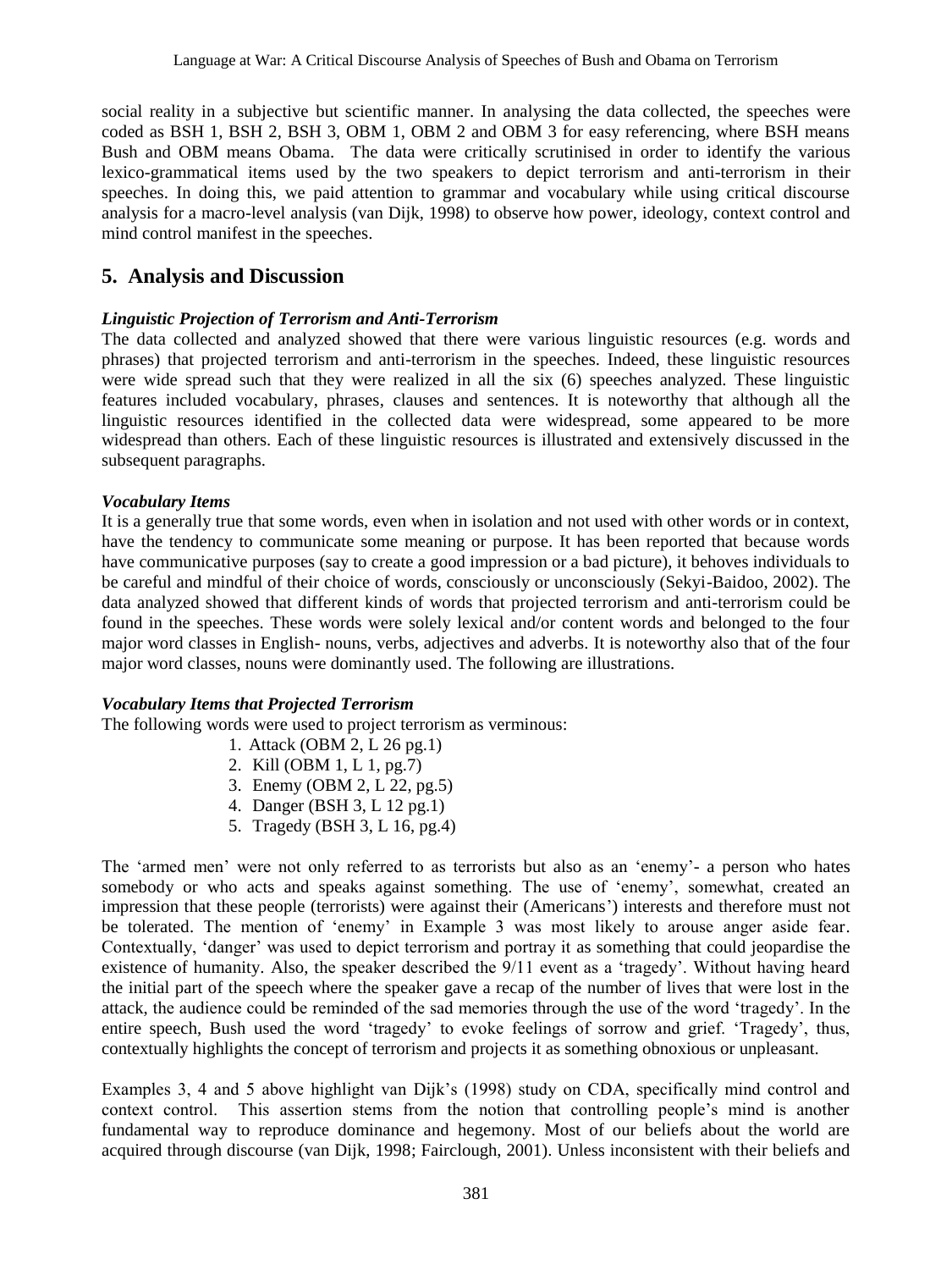social reality in a subjective but scientific manner. In analysing the data collected, the speeches were coded as BSH 1, BSH 2, BSH 3, OBM 1, OBM 2 and OBM 3 for easy referencing, where BSH means Bush and OBM means Obama. The data were critically scrutinised in order to identify the various lexico-grammatical items used by the two speakers to depict terrorism and anti-terrorism in their speeches. In doing this, we paid attention to grammar and vocabulary while using critical discourse analysis for a macro-level analysis (van Dijk, 1998) to observe how power, ideology, context control and mind control manifest in the speeches.

## 5. Analysis and Discussion

### *Linguistic Projection of Terrorism and Anti-Terrorism*

The data collected and analyzed showed that there were various linguistic resources (e.g. words and phrases) that projected terrorism and anti-terrorism in the speeches. Indeed, these linguistic resources were wide spread such that they were realized in all the six (6) speeches analyzed. These linguistic features included vocabulary, phrases, clauses and sentences. It is noteworthy that although all the linguistic resources identified in the collected data were widespread, some appeared to be more widespread than others. Each of these linguistic resources is illustrated and extensively discussed in the subsequent paragraphs.

### *Vocabulary Items*

It is a generally true that some words, even when in isolation and not used with other words or in context, have the tendency to communicate some meaning or purpose. It has been reported that because words have communicative purposes (say to create a good impression or a bad picture), it behoves individuals to be careful and mindful of their choice of words, consciously or unconsciously (Sekyi-Baidoo, 2002). The data analyzed showed that different kinds of words that projected terrorism and anti-terrorism could be found in the speeches. These words were solely lexical and/or content words and belonged to the four major word classes in English- nouns, verbs, adjectives and adverbs. It is noteworthy also that of the four major word classes, nouns were dominantly used. The following are illustrations.

### *Vocabulary Items that Projected Terrorism*

The following words were used to project terrorism as verminous:

1. Attack (OBM 2, L 26 pg.1)
2. Kill (OBM 1, L 1, pg.7)
3. Enemy (OBM 2, L 22, pg.5)
4. Danger (BSH 3, L 12 pg.1)
5. Tragedy (BSH 3, L 16, pg.4)

The 'armed men' were not only referred to as terrorists but also as an 'enemy'- a person who hates somebody or who acts and speaks against something. The use of 'enemy', somewhat, created an impression that these people (terrorists) were against their (Americans') interests and therefore must not be tolerated. The mention of 'enemy' in Example 3 was most likely to arouse anger aside fear. Contextually, 'danger' was used to depict terrorism and portray it as something that could jeopardise the existence of humanity. Also, the speaker described the 9/11 event as a 'tragedy'. Without having heard the initial part of the speech where the speaker gave a recap of the number of lives that were lost in the attack, the audience could be reminded of the sad memories through the use of the word 'tragedy'. In the entire speech, Bush used the word 'tragedy' to evoke feelings of sorrow and grief. 'Tragedy', thus, contextually highlights the concept of terrorism and projects it as something obnoxious or unpleasant.

Examples 3, 4 and 5 above highlight van Dijk's (1998) study on CDA, specifically mind control and context control. This assertion stems from the notion that controlling people's mind is another fundamental way to reproduce dominance and hegemony. Most of our beliefs about the world are acquired through discourse (van Dijk, 1998; Fairclough, 2001). Unless inconsistent with their beliefs and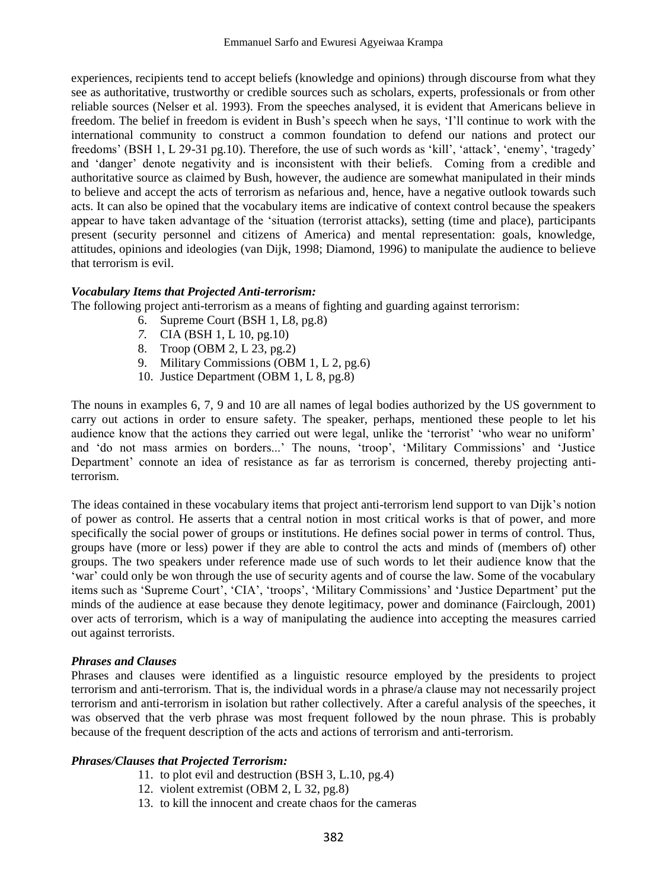experiences, recipients tend to accept beliefs (knowledge and opinions) through discourse from what they see as authoritative, trustworthy or credible sources such as scholars, experts, professionals or from other reliable sources (Nelser et al. 1993). From the speeches analysed, it is evident that Americans believe in freedom. The belief in freedom is evident in Bush's speech when he says, 'I'll continue to work with the international community to construct a common foundation to defend our nations and protect our freedoms' (BSH 1, L 29-31 pg.10). Therefore, the use of such words as 'kill', 'attack', 'enemy', 'tragedy' and 'danger' denote negativity and is inconsistent with their beliefs. Coming from a credible and authoritative source as claimed by Bush, however, the audience are somewhat manipulated in their minds to believe and accept the acts of terrorism as nefarious and, hence, have a negative outlook towards such acts. It can also be opined that the vocabulary items are indicative of context control because the speakers appear to have taken advantage of the 'situation (terrorist attacks), setting (time and place), participants present (security personnel and citizens of America) and mental representation: goals, knowledge, attitudes, opinions and ideologies (van Dijk, 1998; Diamond, 1996) to manipulate the audience to believe that terrorism is evil.

### *Vocabulary Items that Projected Anti-terrorism:*

The following project anti-terrorism as a means of fighting and guarding against terrorism:

6. Supreme Court (BSH 1, L8, pg.8)
7. CIA (BSH 1, L 10, pg.10)
8. Troop (OBM 2, L 23, pg.2)
9. Military Commissions (OBM 1, L 2, pg.6)
10. Justice Department (OBM 1, L 8, pg.8)

The nouns in examples 6, 7, 9 and 10 are all names of legal bodies authorized by the US government to carry out actions in order to ensure safety. The speaker, perhaps, mentioned these people to let his audience know that the actions they carried out were legal, unlike the 'terrorist' 'who wear no uniform' and 'do not mass armies on borders...' The nouns, 'troop', 'Military Commissions' and 'Justice Department' connote an idea of resistance as far as terrorism is concerned, thereby projecting anti-terrorism.

The ideas contained in these vocabulary items that project anti-terrorism lend support to van Dijk's notion of power as control. He asserts that a central notion in most critical works is that of power, and more specifically the social power of groups or institutions. He defines social power in terms of control. Thus, groups have (more or less) power if they are able to control the acts and minds of (members of) other groups. The two speakers under reference made use of such words to let their audience know that the 'war' could only be won through the use of security agents and of course the law. Some of the vocabulary items such as 'Supreme Court', 'CIA', 'troops', 'Military Commissions' and 'Justice Department' put the minds of the audience at ease because they denote legitimacy, power and dominance (Fairclough, 2001) over acts of terrorism, which is a way of manipulating the audience into accepting the measures carried out against terrorists.

### *Phrases and Clauses*

Phrases and clauses were identified as a linguistic resource employed by the presidents to project terrorism and anti-terrorism. That is, the individual words in a phrase/a clause may not necessarily project terrorism and anti-terrorism in isolation but rather collectively. After a careful analysis of the speeches, it was observed that the verb phrase was most frequent followed by the noun phrase. This is probably because of the frequent description of the acts and actions of terrorism and anti-terrorism.

### *Phrases/Clauses that Projected Terrorism:*

11. to plot evil and destruction (BSH 3, L.10, pg.4)
12. violent extremist (OBM 2, L 32, pg.8)
13. to kill the innocent and create chaos for the cameras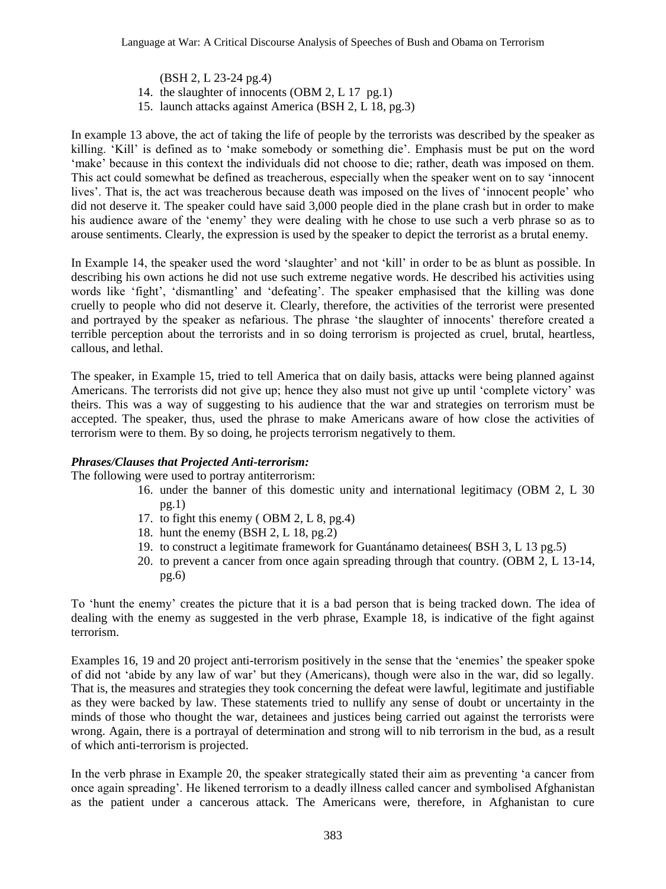(BSH 2, L 23-24 pg.4)

14. the slaughter of innocents (OBM 2, L 17 pg.1)
15. launch attacks against America (BSH 2, L 18, pg.3)

In example 13 above, the act of taking the life of people by the terrorists was described by the speaker as killing. 'Kill' is defined as to 'make somebody or something die'. Emphasis must be put on the word 'make' because in this context the individuals did not choose to die; rather, death was imposed on them. This act could somewhat be defined as treacherous, especially when the speaker went on to say 'innocent lives'. That is, the act was treacherous because death was imposed on the lives of 'innocent people' who did not deserve it. The speaker could have said 3,000 people died in the plane crash but in order to make his audience aware of the 'enemy' they were dealing with he chose to use such a verb phrase so as to arouse sentiments. Clearly, the expression is used by the speaker to depict the terrorist as a brutal enemy.

In Example 14, the speaker used the word 'slaughter' and not 'kill' in order to be as blunt as possible. In describing his own actions he did not use such extreme negative words. He described his activities using words like 'fight', 'dismantling' and 'defeating'. The speaker emphasised that the killing was done cruelly to people who did not deserve it. Clearly, therefore, the activities of the terrorist were presented and portrayed by the speaker as nefarious. The phrase 'the slaughter of innocents' therefore created a terrible perception about the terrorists and in so doing terrorism is projected as cruel, brutal, heartless, callous, and lethal.

The speaker, in Example 15, tried to tell America that on daily basis, attacks were being planned against Americans. The terrorists did not give up; hence they also must not give up until 'complete victory' was theirs. This was a way of suggesting to his audience that the war and strategies on terrorism must be accepted. The speaker, thus, used the phrase to make Americans aware of how close the activities of terrorism were to them. By so doing, he projects terrorism negatively to them.

***Phrases/Clauses that Projected Anti-terrorism:***

The following were used to portray antiterrorism:

16. under the banner of this domestic unity and international legitimacy (OBM 2, L 30 pg.1)
17. to fight this enemy ( OBM 2, L 8, pg.4)
18. hunt the enemy (BSH 2, L 18, pg.2)
19. to construct a legitimate framework for Guantánamo detainees( BSH 3, L 13 pg.5)
20. to prevent a cancer from once again spreading through that country. (OBM 2, L 13-14, pg.6)

To 'hunt the enemy' creates the picture that it is a bad person that is being tracked down. The idea of dealing with the enemy as suggested in the verb phrase, Example 18, is indicative of the fight against terrorism.

Examples 16, 19 and 20 project anti-terrorism positively in the sense that the 'enemies' the speaker spoke of did not 'abide by any law of war' but they (Americans), though were also in the war, did so legally. That is, the measures and strategies they took concerning the defeat were lawful, legitimate and justifiable as they were backed by law. These statements tried to nullify any sense of doubt or uncertainty in the minds of those who thought the war, detainees and justices being carried out against the terrorists were wrong. Again, there is a portrayal of determination and strong will to nib terrorism in the bud, as a result of which anti-terrorism is projected.

In the verb phrase in Example 20, the speaker strategically stated their aim as preventing 'a cancer from once again spreading'. He likened terrorism to a deadly illness called cancer and symbolised Afghanistan as the patient under a cancerous attack. The Americans were, therefore, in Afghanistan to cure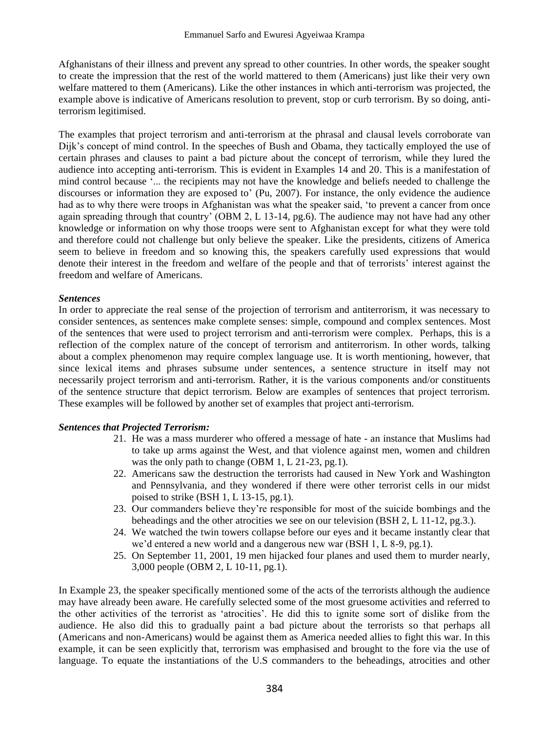Afghanistans of their illness and prevent any spread to other countries. In other words, the speaker sought to create the impression that the rest of the world mattered to them (Americans) just like their very own welfare mattered to them (Americans). Like the other instances in which anti-terrorism was projected, the example above is indicative of Americans resolution to prevent, stop or curb terrorism. By so doing, anti-terrorism legitimised.

The examples that project terrorism and anti-terrorism at the phrasal and clausal levels corroborate van Dijk's concept of mind control. In the speeches of Bush and Obama, they tactically employed the use of certain phrases and clauses to paint a bad picture about the concept of terrorism, while they lured the audience into accepting anti-terrorism. This is evident in Examples 14 and 20. This is a manifestation of mind control because '... the recipients may not have the knowledge and beliefs needed to challenge the discourses or information they are exposed to' (Pu, 2007). For instance, the only evidence the audience had as to why there were troops in Afghanistan was what the speaker said, 'to prevent a cancer from once again spreading through that country' (OBM 2, L 13-14, pg.6). The audience may not have had any other knowledge or information on why those troops were sent to Afghanistan except for what they were told and therefore could not challenge but only believe the speaker. Like the presidents, citizens of America seem to believe in freedom and so knowing this, the speakers carefully used expressions that would denote their interest in the freedom and welfare of the people and that of terrorists' interest against the freedom and welfare of Americans.

***Sentences***

In order to appreciate the real sense of the projection of terrorism and antiterrorism, it was necessary to consider sentences, as sentences make complete senses: simple, compound and complex sentences. Most of the sentences that were used to project terrorism and anti-terrorism were complex. Perhaps, this is a reflection of the complex nature of the concept of terrorism and antiterrorism. In other words, talking about a complex phenomenon may require complex language use. It is worth mentioning, however, that since lexical items and phrases subsume under sentences, a sentence structure in itself may not necessarily project terrorism and anti-terrorism. Rather, it is the various components and/or constituents of the sentence structure that depict terrorism. Below are examples of sentences that project terrorism. These examples will be followed by another set of examples that project anti-terrorism.

***Sentences that Projected Terrorism:***

21. He was a mass murderer who offered a message of hate - an instance that Muslims had to take up arms against the West, and that violence against men, women and children was the only path to change (OBM 1, L 21-23, pg.1).
22. Americans saw the destruction the terrorists had caused in New York and Washington and Pennsylvania, and they wondered if there were other terrorist cells in our midst poised to strike (BSH 1, L 13-15, pg.1).
23. Our commanders believe they're responsible for most of the suicide bombings and the beheadings and the other atrocities we see on our television (BSH 2, L 11-12, pg.3.).
24. We watched the twin towers collapse before our eyes and it became instantly clear that we'd entered a new world and a dangerous new war (BSH 1, L 8-9, pg.1).
25. On September 11, 2001, 19 men hijacked four planes and used them to murder nearly, 3,000 people (OBM 2, L 10-11, pg.1).

In Example 23, the speaker specifically mentioned some of the acts of the terrorists although the audience may have already been aware. He carefully selected some of the most gruesome activities and referred to the other activities of the terrorist as 'atrocities'. He did this to ignite some sort of dislike from the audience. He also did this to gradually paint a bad picture about the terrorists so that perhaps all (Americans and non-Americans) would be against them as America needed allies to fight this war. In this example, it can be seen explicitly that, terrorism was emphasised and brought to the fore via the use of language. To equate the instantiations of the U.S commanders to the beheadings, atrocities and other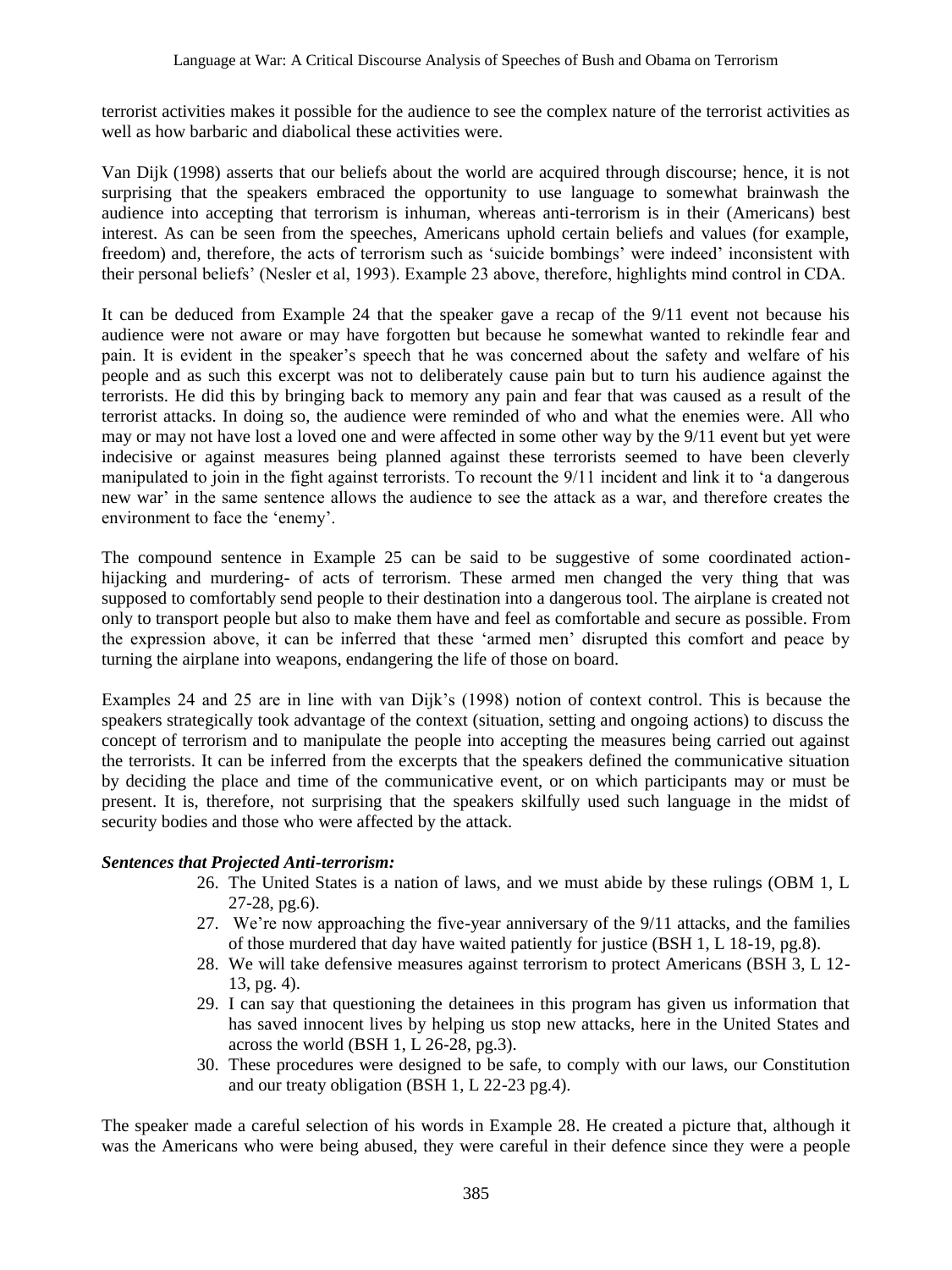terrorist activities makes it possible for the audience to see the complex nature of the terrorist activities as well as how barbaric and diabolical these activities were.

Van Dijk (1998) asserts that our beliefs about the world are acquired through discourse; hence, it is not surprising that the speakers embraced the opportunity to use language to somewhat brainwash the audience into accepting that terrorism is inhuman, whereas anti-terrorism is in their (Americans) best interest. As can be seen from the speeches, Americans uphold certain beliefs and values (for example, freedom) and, therefore, the acts of terrorism such as 'suicide bombings' were indeed' inconsistent with their personal beliefs' (Nesler et al, 1993). Example 23 above, therefore, highlights mind control in CDA.

It can be deduced from Example 24 that the speaker gave a recap of the 9/11 event not because his audience were not aware or may have forgotten but because he somewhat wanted to rekindle fear and pain. It is evident in the speaker's speech that he was concerned about the safety and welfare of his people and as such this excerpt was not to deliberately cause pain but to turn his audience against the terrorists. He did this by bringing back to memory any pain and fear that was caused as a result of the terrorist attacks. In doing so, the audience were reminded of who and what the enemies were. All who may or may not have lost a loved one and were affected in some other way by the 9/11 event but yet were indecisive or against measures being planned against these terrorists seemed to have been cleverly manipulated to join in the fight against terrorists. To recount the 9/11 incident and link it to 'a dangerous new war' in the same sentence allows the audience to see the attack as a war, and therefore creates the environment to face the 'enemy'.

The compound sentence in Example 25 can be said to be suggestive of some coordinated action- hijacking and murdering- of acts of terrorism. These armed men changed the very thing that was supposed to comfortably send people to their destination into a dangerous tool. The airplane is created not only to transport people but also to make them have and feel as comfortable and secure as possible. From the expression above, it can be inferred that these 'armed men' disrupted this comfort and peace by turning the airplane into weapons, endangering the life of those on board.

Examples 24 and 25 are in line with van Dijk's (1998) notion of context control. This is because the speakers strategically took advantage of the context (situation, setting and ongoing actions) to discuss the concept of terrorism and to manipulate the people into accepting the measures being carried out against the terrorists. It can be inferred from the excerpts that the speakers defined the communicative situation by deciding the place and time of the communicative event, or on which participants may or must be present. It is, therefore, not surprising that the speakers skilfully used such language in the midst of security bodies and those who were affected by the attack.

***Sentences that Projected Anti-terrorism:***

26. The United States is a nation of laws, and we must abide by these rulings (OBM 1, L 27-28, pg.6).
27. We're now approaching the five-year anniversary of the 9/11 attacks, and the families of those murdered that day have waited patiently for justice (BSH 1, L 18-19, pg.8).
28. We will take defensive measures against terrorism to protect Americans (BSH 3, L 12-13, pg. 4).
29. I can say that questioning the detainees in this program has given us information that has saved innocent lives by helping us stop new attacks, here in the United States and across the world (BSH 1, L 26-28, pg.3).
30. These procedures were designed to be safe, to comply with our laws, our Constitution and our treaty obligation (BSH 1, L 22-23 pg.4).

The speaker made a careful selection of his words in Example 28. He created a picture that, although it was the Americans who were being abused, they were careful in their defence since they were a people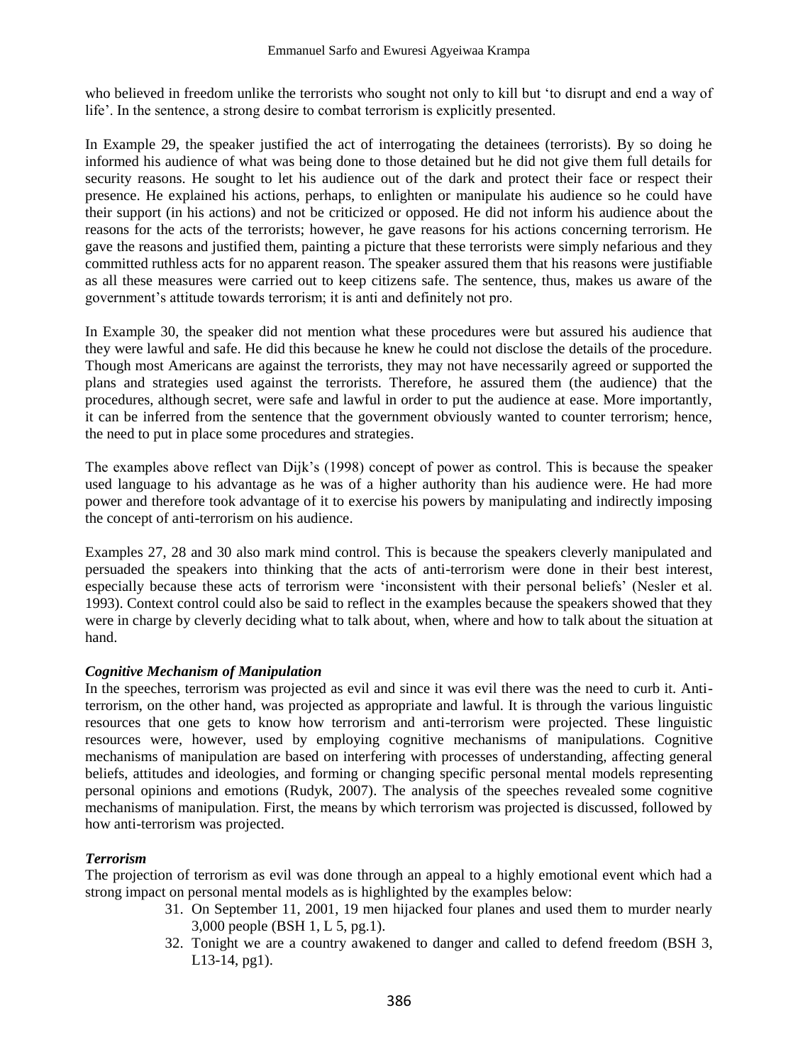who believed in freedom unlike the terrorists who sought not only to kill but 'to disrupt and end a way of life'. In the sentence, a strong desire to combat terrorism is explicitly presented.

In Example 29, the speaker justified the act of interrogating the detainees (terrorists). By so doing he informed his audience of what was being done to those detained but he did not give them full details for security reasons. He sought to let his audience out of the dark and protect their face or respect their presence. He explained his actions, perhaps, to enlighten or manipulate his audience so he could have their support (in his actions) and not be criticized or opposed. He did not inform his audience about the reasons for the acts of the terrorists; however, he gave reasons for his actions concerning terrorism. He gave the reasons and justified them, painting a picture that these terrorists were simply nefarious and they committed ruthless acts for no apparent reason. The speaker assured them that his reasons were justifiable as all these measures were carried out to keep citizens safe. The sentence, thus, makes us aware of the government's attitude towards terrorism; it is anti and definitely not pro.

In Example 30, the speaker did not mention what these procedures were but assured his audience that they were lawful and safe. He did this because he knew he could not disclose the details of the procedure. Though most Americans are against the terrorists, they may not have necessarily agreed or supported the plans and strategies used against the terrorists. Therefore, he assured them (the audience) that the procedures, although secret, were safe and lawful in order to put the audience at ease. More importantly, it can be inferred from the sentence that the government obviously wanted to counter terrorism; hence, the need to put in place some procedures and strategies.

The examples above reflect van Dijk's (1998) concept of power as control. This is because the speaker used language to his advantage as he was of a higher authority than his audience were. He had more power and therefore took advantage of it to exercise his powers by manipulating and indirectly imposing the concept of anti-terrorism on his audience.

Examples 27, 28 and 30 also mark mind control. This is because the speakers cleverly manipulated and persuaded the speakers into thinking that the acts of anti-terrorism were done in their best interest, especially because these acts of terrorism were 'inconsistent with their personal beliefs' (Nesler et al. 1993). Context control could also be said to reflect in the examples because the speakers showed that they were in charge by cleverly deciding what to talk about, when, where and how to talk about the situation at hand.

### *Cognitive Mechanism of Manipulation*

In the speeches, terrorism was projected as evil and since it was evil there was the need to curb it. Anti-terrorism, on the other hand, was projected as appropriate and lawful. It is through the various linguistic resources that one gets to know how terrorism and anti-terrorism were projected. These linguistic resources were, however, used by employing cognitive mechanisms of manipulations. Cognitive mechanisms of manipulation are based on interfering with processes of understanding, affecting general beliefs, attitudes and ideologies, and forming or changing specific personal mental models representing personal opinions and emotions (Rudyk, 2007). The analysis of the speeches revealed some cognitive mechanisms of manipulation. First, the means by which terrorism was projected is discussed, followed by how anti-terrorism was projected.

### *Terrorism*

The projection of terrorism as evil was done through an appeal to a highly emotional event which had a strong impact on personal mental models as is highlighted by the examples below:

31. On September 11, 2001, 19 men hijacked four planes and used them to murder nearly 3,000 people (BSH 1, L 5, pg.1).
32. Tonight we are a country awakened to danger and called to defend freedom (BSH 3, L13-14, pg1).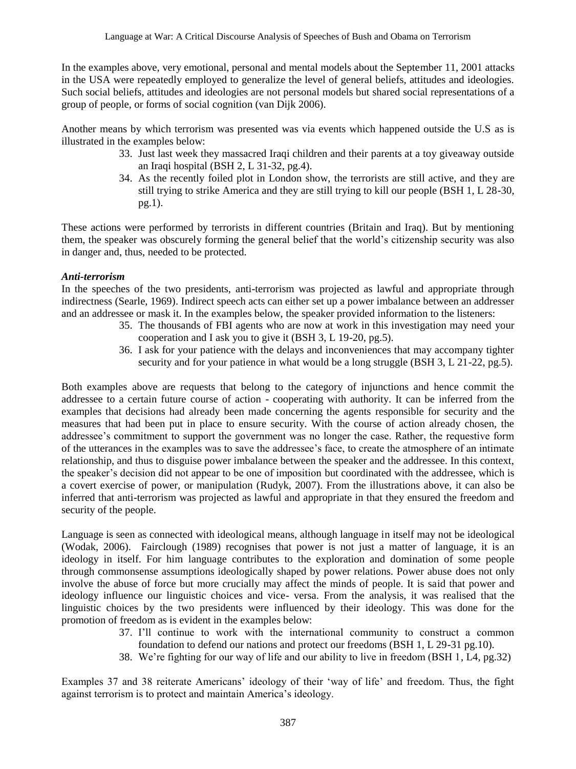In the examples above, very emotional, personal and mental models about the September 11, 2001 attacks in the USA were repeatedly employed to generalize the level of general beliefs, attitudes and ideologies. Such social beliefs, attitudes and ideologies are not personal models but shared social representations of a group of people, or forms of social cognition (van Dijk 2006).

Another means by which terrorism was presented was via events which happened outside the U.S as is illustrated in the examples below:

33. Just last week they massacred Iraqi children and their parents at a toy giveaway outside an Iraqi hospital (BSH 2, L 31-32, pg.4).
34. As the recently foiled plot in London show, the terrorists are still active, and they are still trying to strike America and they are still trying to kill our people (BSH 1, L 28-30, pg.1).

These actions were performed by terrorists in different countries (Britain and Iraq). But by mentioning them, the speaker was obscurely forming the general belief that the world's citizenship security was also in danger and, thus, needed to be protected.

***Anti-terrorism***

In the speeches of the two presidents, anti-terrorism was projected as lawful and appropriate through indirectness (Searle, 1969). Indirect speech acts can either set up a power imbalance between an addresser and an addressee or mask it. In the examples below, the speaker provided information to the listeners:

35. The thousands of FBI agents who are now at work in this investigation may need your cooperation and I ask you to give it (BSH 3, L 19-20, pg.5).
36. I ask for your patience with the delays and inconveniences that may accompany tighter security and for your patience in what would be a long struggle (BSH 3, L 21-22, pg.5).

Both examples above are requests that belong to the category of injunctions and hence commit the addressee to a certain future course of action - cooperating with authority. It can be inferred from the examples that decisions had already been made concerning the agents responsible for security and the measures that had been put in place to ensure security. With the course of action already chosen, the addressee's commitment to support the government was no longer the case. Rather, the requestive form of the utterances in the examples was to save the addressee's face, to create the atmosphere of an intimate relationship, and thus to disguise power imbalance between the speaker and the addressee. In this context, the speaker's decision did not appear to be one of imposition but coordinated with the addressee, which is a covert exercise of power, or manipulation (Rudyk, 2007). From the illustrations above, it can also be inferred that anti-terrorism was projected as lawful and appropriate in that they ensured the freedom and security of the people.

Language is seen as connected with ideological means, although language in itself may not be ideological (Wodak, 2006). Fairclough (1989) recognises that power is not just a matter of language, it is an ideology in itself. For him language contributes to the exploration and domination of some people through commonsense assumptions ideologically shaped by power relations. Power abuse does not only involve the abuse of force but more crucially may affect the minds of people. It is said that power and ideology influence our linguistic choices and vice- versa. From the analysis, it was realised that the linguistic choices by the two presidents were influenced by their ideology. This was done for the promotion of freedom as is evident in the examples below:

37. I'll continue to work with the international community to construct a common foundation to defend our nations and protect our freedoms (BSH 1, L 29-31 pg.10).
38. We're fighting for our way of life and our ability to live in freedom (BSH 1, L4, pg.32)

Examples 37 and 38 reiterate Americans' ideology of their 'way of life' and freedom. Thus, the fight against terrorism is to protect and maintain America's ideology.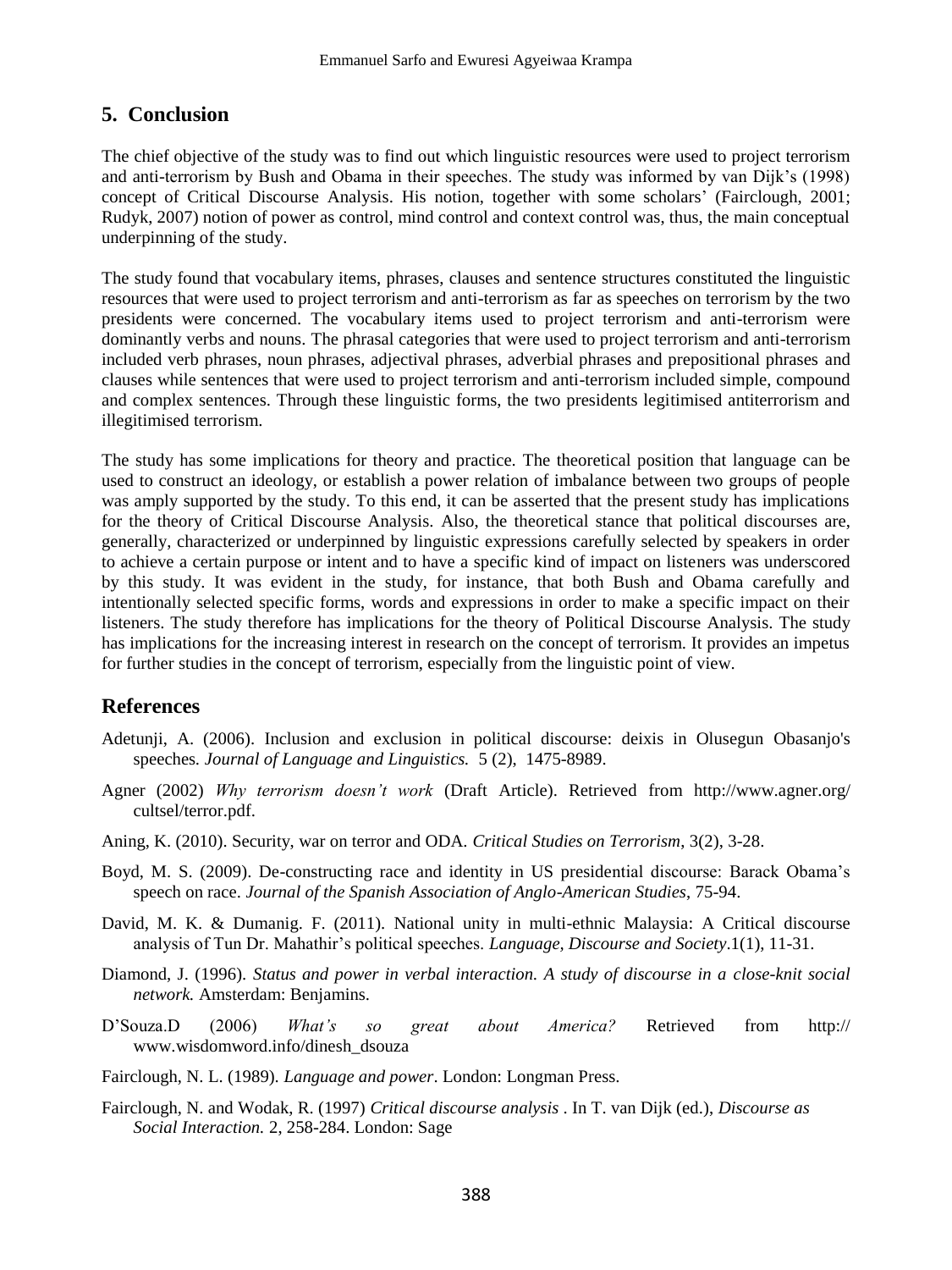## 5. Conclusion

The chief objective of the study was to find out which linguistic resources were used to project terrorism and anti-terrorism by Bush and Obama in their speeches. The study was informed by van Dijk's (1998) concept of Critical Discourse Analysis. His notion, together with some scholars' (Fairclough, 2001; Rudyk, 2007) notion of power as control, mind control and context control was, thus, the main conceptual underpinning of the study.

The study found that vocabulary items, phrases, clauses and sentence structures constituted the linguistic resources that were used to project terrorism and anti-terrorism as far as speeches on terrorism by the two presidents were concerned. The vocabulary items used to project terrorism and anti-terrorism were dominantly verbs and nouns. The phrasal categories that were used to project terrorism and anti-terrorism included verb phrases, noun phrases, adjectival phrases, adverbial phrases and prepositional phrases and clauses while sentences that were used to project terrorism and anti-terrorism included simple, compound and complex sentences. Through these linguistic forms, the two presidents legitimised antiterrorism and illegitimised terrorism.

The study has some implications for theory and practice. The theoretical position that language can be used to construct an ideology, or establish a power relation of imbalance between two groups of people was amply supported by the study. To this end, it can be asserted that the present study has implications for the theory of Critical Discourse Analysis. Also, the theoretical stance that political discourses are, generally, characterized or underpinned by linguistic expressions carefully selected by speakers in order to achieve a certain purpose or intent and to have a specific kind of impact on listeners was underscored by this study. It was evident in the study, for instance, that both Bush and Obama carefully and intentionally selected specific forms, words and expressions in order to make a specific impact on their listeners. The study therefore has implications for the theory of Political Discourse Analysis. The study has implications for the increasing interest in research on the concept of terrorism. It provides an impetus for further studies in the concept of terrorism, especially from the linguistic point of view.

## References

Adetunji, A. (2006). Inclusion and exclusion in political discourse: deixis in Olusegun Obasanjo's speeches. *Journal of Language and Linguistics.* 5 (2), 1475-8989.

Agner (2002) *Why terrorism doesn't work* (Draft Article). Retrieved from http://www.agner.org/cultsel/terror.pdf.

Aning, K. (2010). Security, war on terror and ODA. *Critical Studies on Terrorism*, 3(2), 3-28.

Boyd, M. S. (2009). De-constructing race and identity in US presidential discourse: Barack Obama's speech on race. *Journal of the Spanish Association of Anglo-American Studies*, 75-94.

David, M. K. & Dumanig. F. (2011). National unity in multi-ethnic Malaysia: A Critical discourse analysis of Tun Dr. Mahathir's political speeches. *Language, Discourse and Society*.1(1), 11-31.

Diamond, J. (1996). *Status and power in verbal interaction. A study of discourse in a close-knit social network.* Amsterdam: Benjamins.

D'Souza.D (2006) *What's so great about America?* Retrieved from http:// www.wisdomword.info/dinesh_dsouza

Fairclough, N. L. (1989). *Language and power*. London: Longman Press.

Fairclough, N. and Wodak, R. (1997) *Critical discourse analysis* . In T. van Dijk (ed.), *Discourse as Social Interaction.* 2, 258-284. London: Sage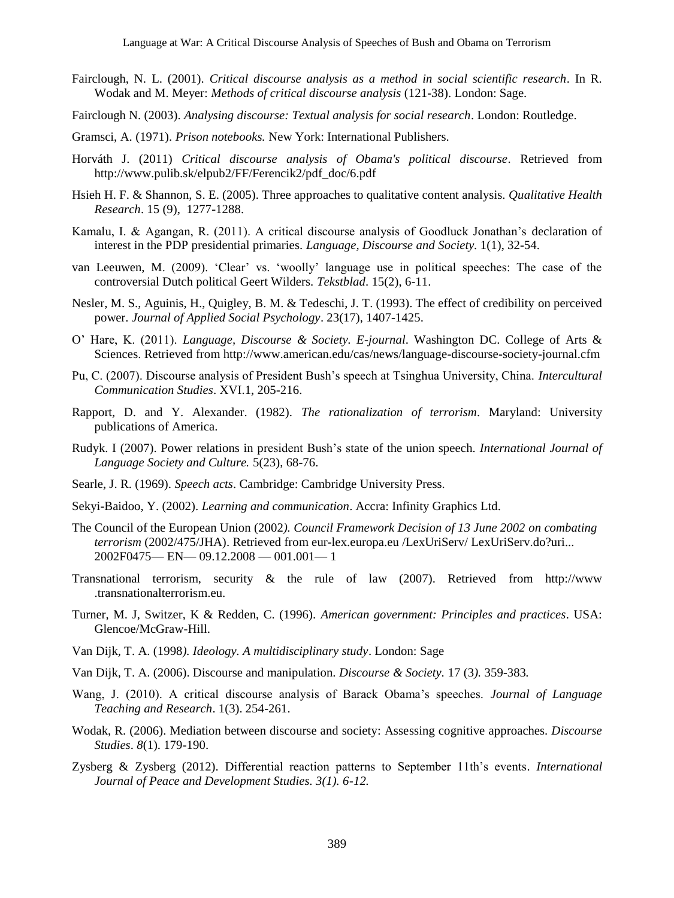Fairclough, N. L. (2001). *Critical discourse analysis as a method in social scientific research*. In R. Wodak and M. Meyer: *Methods of critical discourse analysis* (121-38). London: Sage.

Fairclough N. (2003). *Analysing discourse: Textual analysis for social research*. London: Routledge.

Gramsci, A. (1971). *Prison notebooks.* New York: International Publishers.

Horváth J. (2011) *Critical discourse analysis of Obama's political discourse*. Retrieved from http://www.pulib.sk/elpub2/FF/Ferencik2/pdf_doc/6.pdf

Hsieh H. F. & Shannon, S. E. (2005). Three approaches to qualitative content analysis. *Qualitative Health Research*. 15 (9), 1277-1288.

Kamalu, I. & Agangan, R. (2011). A critical discourse analysis of Goodluck Jonathan's declaration of interest in the PDP presidential primaries. *Language, Discourse and Society.* 1(1), 32-54.

van Leeuwen, M. (2009). 'Clear' vs. 'woolly' language use in political speeches: The case of the controversial Dutch political Geert Wilders. *Tekstblad*. 15(2), 6-11.

Nesler, M. S., Aguinis, H., Quigley, B. M. & Tedeschi, J. T. (1993). The effect of credibility on perceived power. *Journal of Applied Social Psychology*. 23(17), 1407-1425.

O' Hare, K. (2011). *Language, Discourse & Society. E-journal*. Washington DC. College of Arts & Sciences. Retrieved from http://www.american.edu/cas/news/language-discourse-society-journal.cfm

Pu, C. (2007). Discourse analysis of President Bush's speech at Tsinghua University, China. *Intercultural Communication Studies*. XVI.1, 205-216.

Rapport, D. and Y. Alexander. (1982). *The rationalization of terrorism*. Maryland: University publications of America.

Rudyk. I (2007). Power relations in president Bush's state of the union speech. *International Journal of Language Society and Culture.* 5(23), 68-76.

Searle, J. R. (1969). *Speech acts*. Cambridge: Cambridge University Press.

Sekyi-Baidoo, Y. (2002). *Learning and communication*. Accra: Infinity Graphics Ltd.

The Council of the European Union (2002*). Council Framework Decision of 13 June 2002 on combating terrorism* (2002/475/JHA). Retrieved from eur-lex.europa.eu /LexUriServ/ LexUriServ.do?uri... 2002F0475— EN— 09.12.2008 — 001.001— 1

Transnational terrorism, security & the rule of law (2007). Retrieved from http://www .transnationalterrorism.eu.

Turner, M. J, Switzer, K & Redden, C. (1996). *American government: Principles and practices*. USA: Glencoe/McGraw-Hill.

Van Dijk, T. A. (1998*). Ideology. A multidisciplinary study*. London: Sage

Van Dijk, T. A. (2006). Discourse and manipulation. *Discourse & Society*. 17 (3*).* 359-383*.*

Wang, J. (2010). A critical discourse analysis of Barack Obama's speeches. *Journal of Language Teaching and Research*. 1(3). 254-261.

Wodak, R. (2006). Mediation between discourse and society: Assessing cognitive approaches. *Discourse Studies*. *8*(1). 179-190.

Zysberg & Zysberg (2012). Differential reaction patterns to September 11th's events. *International Journal of Peace and Development Studies. 3(1). 6-12.*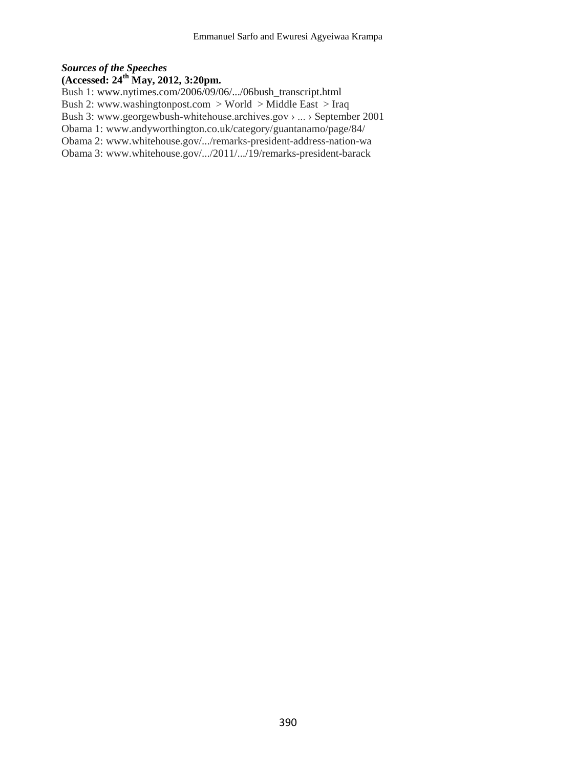***Sources of the Speeches***

**(Accessed: 24th May, 2012, 3:20pm.**

Bush 1: www.nytimes.com/2006/09/06/.../06bush_transcript.html

Bush 2: www.washingtonpost.com > World > Middle East > Iraq

Bush 3: www.georgewbush-whitehouse.archives.gov › ... › September 2001

Obama 1: www.andyworthington.co.uk/category/guantanamo/page/84/

Obama 2: www.whitehouse.gov/.../remarks-president-address-nation-wa

Obama 3: www.whitehouse.gov/.../2011/.../19/remarks-president-barack